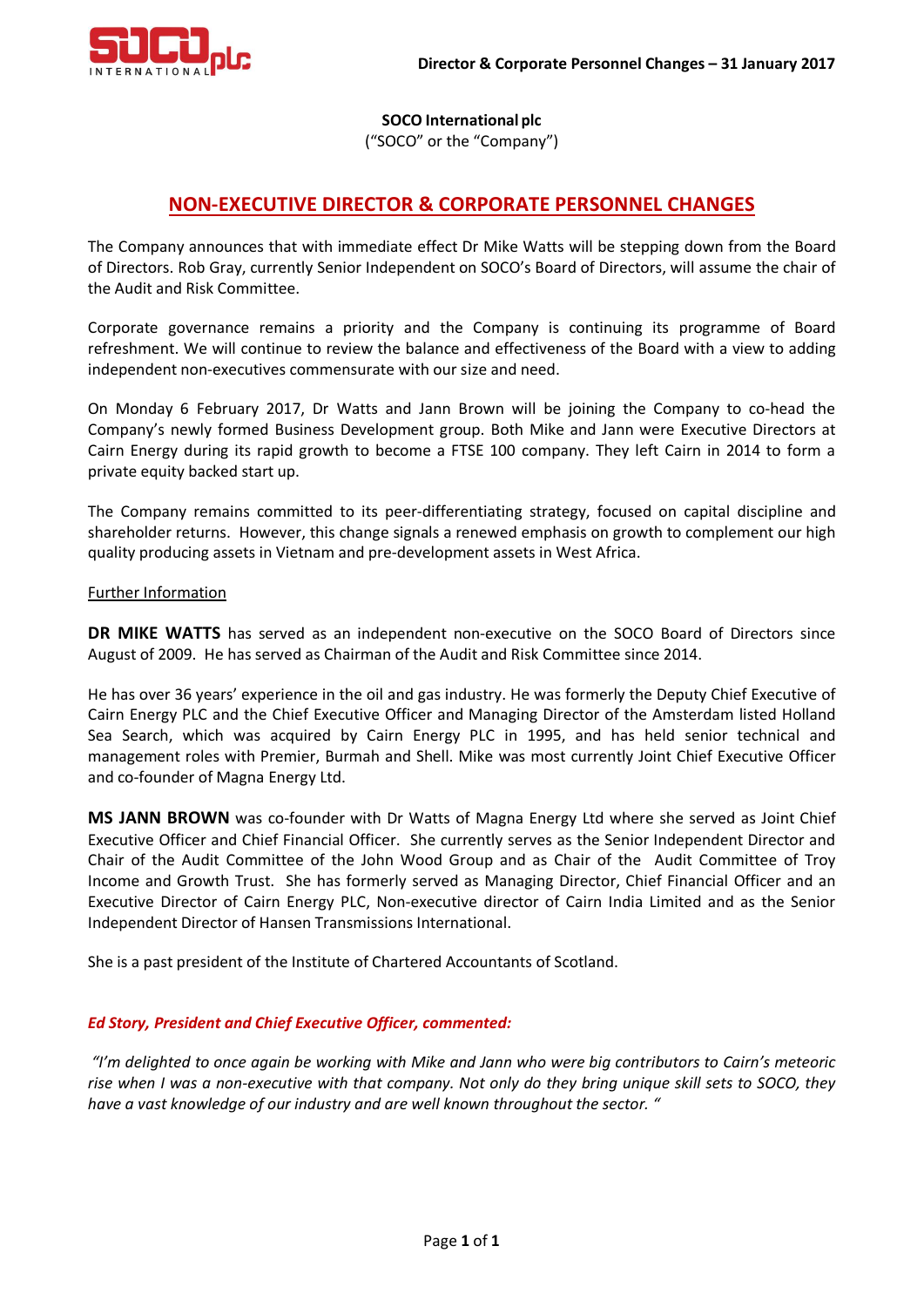**SOCO International plc**
("SOCO" or the "Company")

# NON-EXECUTIVE DIRECTOR & CORPORATE PERSONNEL CHANGES

The Company announces that with immediate effect Dr Mike Watts will be stepping down from the Board of Directors. Rob Gray, currently Senior Independent on SOCO's Board of Directors, will assume the chair of the Audit and Risk Committee.

Corporate governance remains a priority and the Company is continuing its programme of Board refreshment. We will continue to review the balance and effectiveness of the Board with a view to adding independent non-executives commensurate with our size and need.

On Monday 6 February 2017, Dr Watts and Jann Brown will be joining the Company to co-head the Company's newly formed Business Development group. Both Mike and Jann were Executive Directors at Cairn Energy during its rapid growth to become a FTSE 100 company. They left Cairn in 2014 to form a private equity backed start up.

The Company remains committed to its peer-differentiating strategy, focused on capital discipline and shareholder returns. However, this change signals a renewed emphasis on growth to complement our high quality producing assets in Vietnam and pre-development assets in West Africa.

Further Information

**DR MIKE WATTS** has served as an independent non-executive on the SOCO Board of Directors since August of 2009. He has served as Chairman of the Audit and Risk Committee since 2014.

He has over 36 years' experience in the oil and gas industry. He was formerly the Deputy Chief Executive of Cairn Energy PLC and the Chief Executive Officer and Managing Director of the Amsterdam listed Holland Sea Search, which was acquired by Cairn Energy PLC in 1995, and has held senior technical and management roles with Premier, Burmah and Shell. Mike was most currently Joint Chief Executive Officer and co-founder of Magna Energy Ltd.

**MS JANN BROWN** was co-founder with Dr Watts of Magna Energy Ltd where she served as Joint Chief Executive Officer and Chief Financial Officer. She currently serves as the Senior Independent Director and Chair of the Audit Committee of the John Wood Group and as Chair of the Audit Committee of Troy Income and Growth Trust. She has formerly served as Managing Director, Chief Financial Officer and an Executive Director of Cairn Energy PLC, Non-executive director of Cairn India Limited and as the Senior Independent Director of Hansen Transmissions International.

She is a past president of the Institute of Chartered Accountants of Scotland.

***Ed Story, President and Chief Executive Officer, commented:***

*"I'm delighted to once again be working with Mike and Jann who were big contributors to Cairn's meteoric rise when I was a non-executive with that company. Not only do they bring unique skill sets to SOCO, they have a vast knowledge of our industry and are well known throughout the sector. "*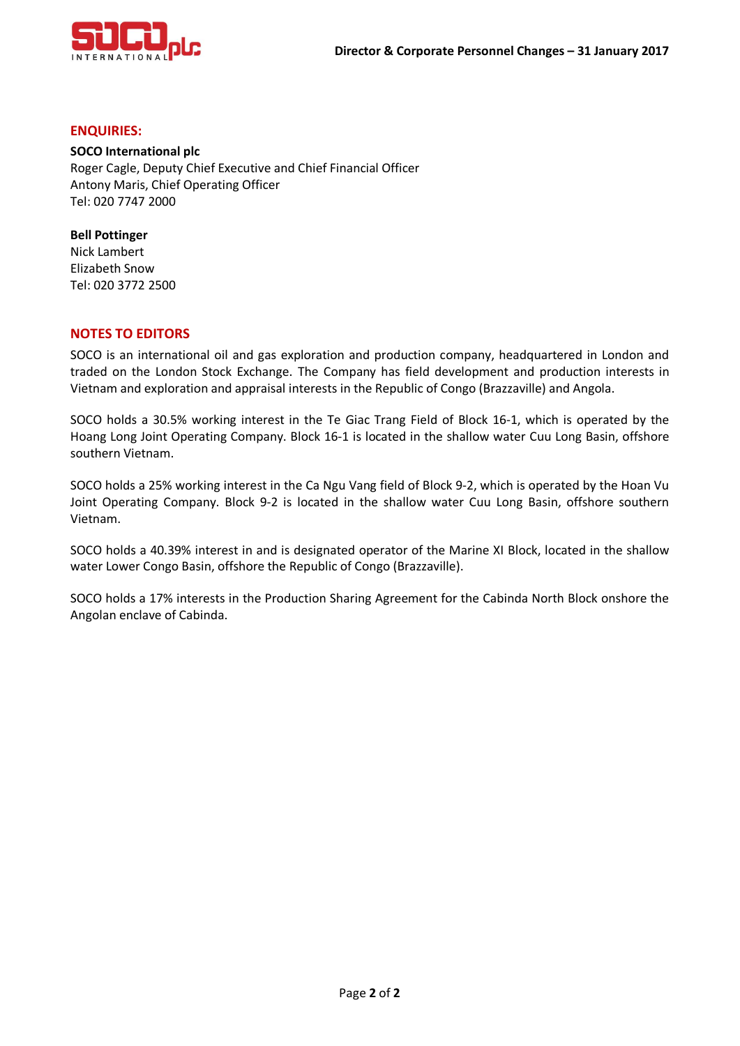## ENQUIRIES:

**SOCO International plc**
Roger Cagle, Deputy Chief Executive and Chief Financial Officer
Antony Maris, Chief Operating Officer
Tel: 020 7747 2000

**Bell Pottinger**
Nick Lambert
Elizabeth Snow
Tel: 020 3772 2500

## NOTES TO EDITORS

SOCO is an international oil and gas exploration and production company, headquartered in London and traded on the London Stock Exchange. The Company has field development and production interests in Vietnam and exploration and appraisal interests in the Republic of Congo (Brazzaville) and Angola.

SOCO holds a 30.5% working interest in the Te Giac Trang Field of Block 16-1, which is operated by the Hoang Long Joint Operating Company. Block 16-1 is located in the shallow water Cuu Long Basin, offshore southern Vietnam.

SOCO holds a 25% working interest in the Ca Ngu Vang field of Block 9-2, which is operated by the Hoan Vu Joint Operating Company. Block 9-2 is located in the shallow water Cuu Long Basin, offshore southern Vietnam.

SOCO holds a 40.39% interest in and is designated operator of the Marine XI Block, located in the shallow water Lower Congo Basin, offshore the Republic of Congo (Brazzaville).

SOCO holds a 17% interests in the Production Sharing Agreement for the Cabinda North Block onshore the Angolan enclave of Cabinda.